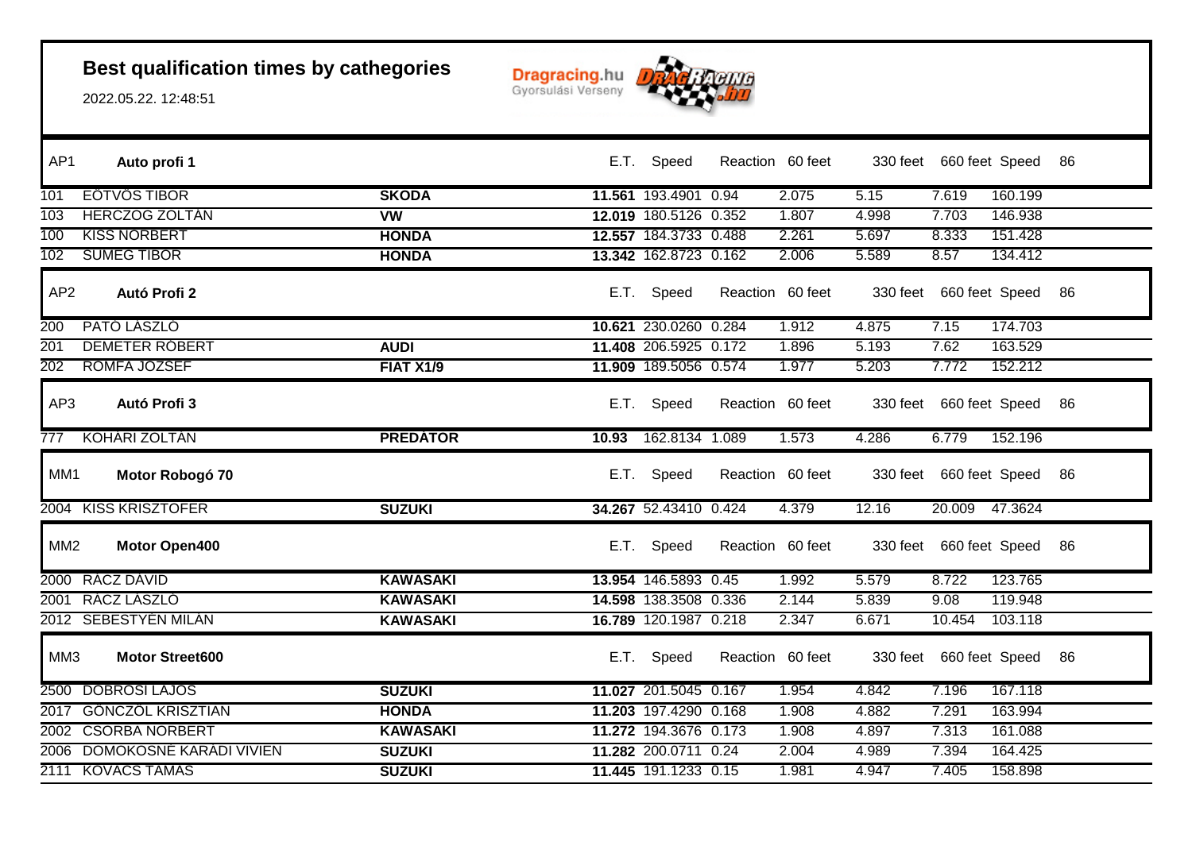# Best qualification times by cathegories

2022.05.22. 12:48:51

Dragracing.hu
Gyorsulási Verseny

| AP1 | Auto profi 1 | | E.T. | Speed | Reaction | 60 feet | 330 feet | 660 feet | Speed | 86 |
|---|---|---|---|---|---|---|---|---|---|---|
| 101 | EÖTVÖS TIBOR | **SKODA** | **11.561** | 193.4901 | 0.94 | 2.075 | 5.15 | 7.619 | 160.199 | |
| 103 | HERCZOG ZOLTÁN | **VW** | **12.019** | 180.5126 | 0.352 | 1.807 | 4.998 | 7.703 | 146.938 | |
| 100 | KISS NORBERT | **HONDA** | **12.557** | 184.3733 | 0.488 | 2.261 | 5.697 | 8.333 | 151.428 | |
| 102 | SÜMEG TIBOR | **HONDA** | **13.342** | 162.8723 | 0.162 | 2.006 | 5.589 | 8.57 | 134.412 | |

| AP2 | Autó Profi 2 | | E.T. | Speed | Reaction | 60 feet | 330 feet | 660 feet | Speed | 86 |
|---|---|---|---|---|---|---|---|---|---|---|
| 200 | PATÓ LÁSZLÓ | | **10.621** | 230.0260 | 0.284 | 1.912 | 4.875 | 7.15 | 174.703 | |
| 201 | DEMETER RÓBERT | **AUDI** | **11.408** | 206.5925 | 0.172 | 1.896 | 5.193 | 7.62 | 163.529 | |
| 202 | ROMFA JÓZSEF | **FIAT X1/9** | **11.909** | 189.5056 | 0.574 | 1.977 | 5.203 | 7.772 | 152.212 | |

| AP3 | Autó Profi 3 | | E.T. | Speed | Reaction | 60 feet | 330 feet | 660 feet | Speed | 86 |
|---|---|---|---|---|---|---|---|---|---|---|
| 777 | KOHÁRI ZOLTÁN | **PREDÁTOR** | **10.93** | 162.8134 | 1.089 | 1.573 | 4.286 | 6.779 | 152.196 | |

| MM1 | Motor Robogó 70 | | E.T. | Speed | Reaction | 60 feet | 330 feet | 660 feet | Speed | 86 |
|---|---|---|---|---|---|---|---|---|---|---|
| 2004 | KISS KRISZTOFER | **SUZUKI** | **34.267** | 52.43410 | 0.424 | 4.379 | 12.16 | 20.009 | 47.3624 | |

| MM2 | Motor Open400 | | E.T. | Speed | Reaction | 60 feet | 330 feet | 660 feet | Speed | 86 |
|---|---|---|---|---|---|---|---|---|---|---|
| 2000 | RÁCZ DÁVID | **KAWASAKI** | **13.954** | 146.5893 | 0.45 | 1.992 | 5.579 | 8.722 | 123.765 | |
| 2001 | RÁCZ LÁSZLÓ | **KAWASAKI** | **14.598** | 138.3508 | 0.336 | 2.144 | 5.839 | 9.08 | 119.948 | |
| 2012 | SEBESTYÉN MILÁN | **KAWASAKI** | **16.789** | 120.1987 | 0.218 | 2.347 | 6.671 | 10.454 | 103.118 | |

| MM3 | Motor Street600 | | E.T. | Speed | Reaction | 60 feet | 330 feet | 660 feet | Speed | 86 |
|---|---|---|---|---|---|---|---|---|---|---|
| 2500 | DOBRÖSI LAJOS | **SUZUKI** | **11.027** | 201.5045 | 0.167 | 1.954 | 4.842 | 7.196 | 167.118 | |
| 2017 | GÖNCZÖL KRISZTIÁN | **HONDA** | **11.203** | 197.4290 | 0.168 | 1.908 | 4.882 | 7.291 | 163.994 | |
| 2002 | CSORBA NORBERT | **KAWASAKI** | **11.272** | 194.3676 | 0.173 | 1.908 | 4.897 | 7.313 | 161.088 | |
| 2006 | DOMOKOSNÉ KARÁDI VIVIEN | **SUZUKI** | **11.282** | 200.0711 | 0.24 | 2.004 | 4.989 | 7.394 | 164.425 | |
| 2111 | KOVÁCS TAMÁS | **SUZUKI** | **11.445** | 191.1233 | 0.15 | 1.981 | 4.947 | 7.405 | 158.898 | |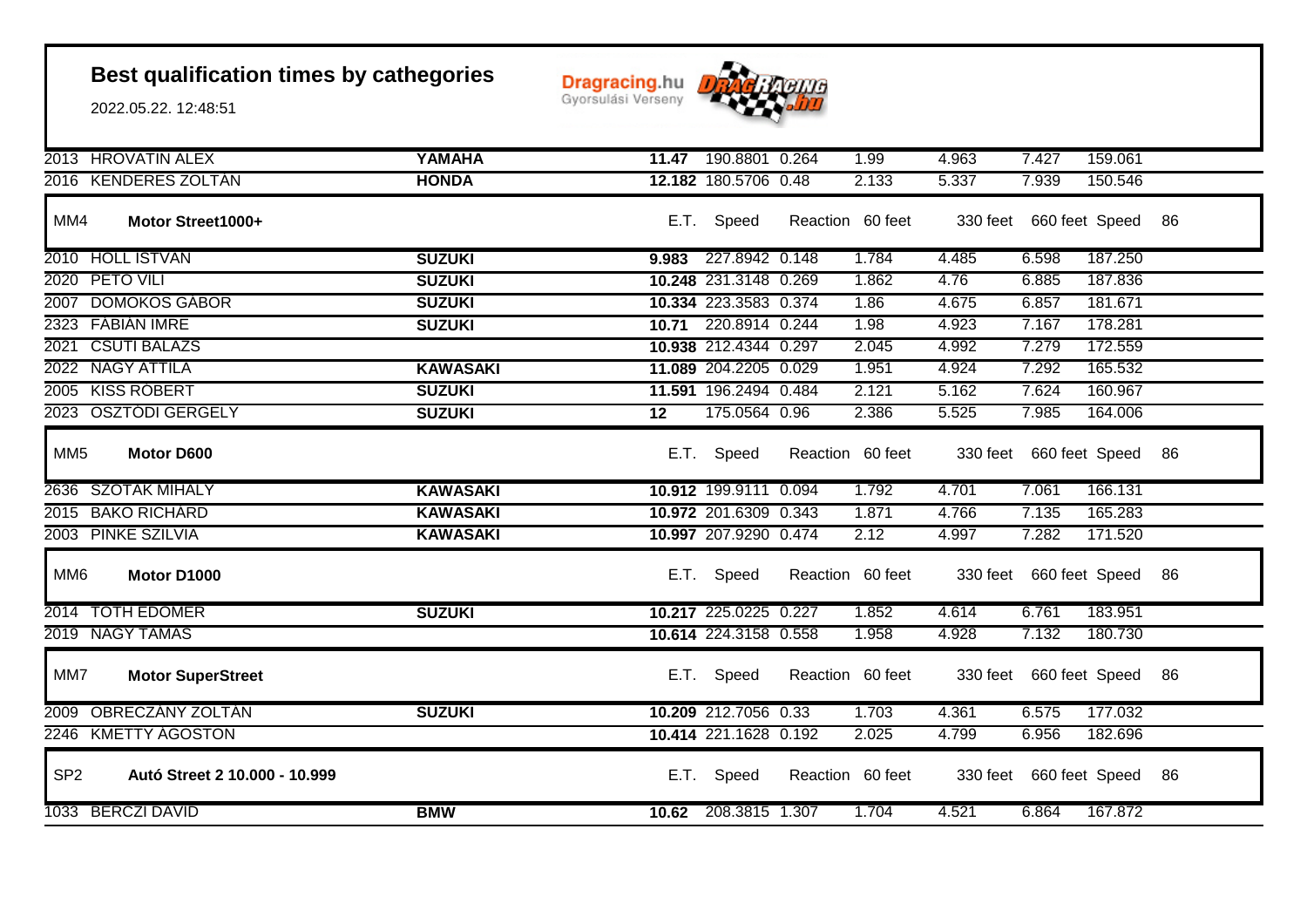## Best qualification times by cathegories

2022.05.22. 12:48:51

Dragracing.hu Gyorsulási Verseny

| | | | E.T. | Speed | Reaction | 60 feet | 330 feet | 660 feet | Speed | 86 |
|---|---|---|---|---|---|---|---|---|---|---|
| 2013 | HROVATIN ALEX | YAMAHA | 11.47 | 190.8801 | 0.264 | 1.99 | 4.963 | 7.427 | 159.061 | |
| 2016 | KENDERES ZOLTÁN | HONDA | 12.182 | 180.5706 | 0.48 | 2.133 | 5.337 | 7.939 | 150.546 | |
| **MM4** | **Motor Street1000+** | | **E.T.** | **Speed** | **Reaction** | **60 feet** | **330 feet** | **660 feet** | **Speed** | **86** |
| 2010 | HOLL ISTVÁN | SUZUKI | 9.983 | 227.8942 | 0.148 | 1.784 | 4.485 | 6.598 | 187.250 | |
| 2020 | PETŐ VILI | SUZUKI | 10.248 | 231.3148 | 0.269 | 1.862 | 4.76 | 6.885 | 187.836 | |
| 2007 | DOMOKOS GÁBOR | SUZUKI | 10.334 | 223.3583 | 0.374 | 1.86 | 4.675 | 6.857 | 181.671 | |
| 2323 | FÁBIÁN IMRE | SUZUKI | 10.71 | 220.8914 | 0.244 | 1.98 | 4.923 | 7.167 | 178.281 | |
| 2021 | CSUTI BALÁZS | | 10.938 | 212.4344 | 0.297 | 2.045 | 4.992 | 7.279 | 172.559 | |
| 2022 | NAGY ATTILA | KAWASAKI | 11.089 | 204.2205 | 0.029 | 1.951 | 4.924 | 7.292 | 165.532 | |
| 2005 | KISS RÓBERT | SUZUKI | 11.591 | 196.2494 | 0.484 | 2.121 | 5.162 | 7.624 | 160.967 | |
| 2023 | OSZTÓDI GERGELY | SUZUKI | 12 | 175.0564 | 0.96 | 2.386 | 5.525 | 7.985 | 164.006 | |
| **MM5** | **Motor D600** | | **E.T.** | **Speed** | **Reaction** | **60 feet** | **330 feet** | **660 feet** | **Speed** | **86** |
| 2636 | SZOTÁK MIHÁLY | KAWASAKI | 10.912 | 199.9111 | 0.094 | 1.792 | 4.701 | 7.061 | 166.131 | |
| 2015 | BAKÓ RICHÁRD | KAWASAKI | 10.972 | 201.6309 | 0.343 | 1.871 | 4.766 | 7.135 | 165.283 | |
| 2003 | PINKE SZILVIA | KAWASAKI | 10.997 | 207.9290 | 0.474 | 2.12 | 4.997 | 7.282 | 171.520 | |
| **MM6** | **Motor D1000** | | **E.T.** | **Speed** | **Reaction** | **60 feet** | **330 feet** | **660 feet** | **Speed** | **86** |
| 2014 | TÓTH EDÖMÉR | SUZUKI | 10.217 | 225.0225 | 0.227 | 1.852 | 4.614 | 6.761 | 183.951 | |
| 2019 | NAGY TAMÁS | | 10.614 | 224.3158 | 0.558 | 1.958 | 4.928 | 7.132 | 180.730 | |
| **MM7** | **Motor SuperStreet** | | **E.T.** | **Speed** | **Reaction** | **60 feet** | **330 feet** | **660 feet** | **Speed** | **86** |
| 2009 | OBRECZÁNY ZOLTÁN | SUZUKI | 10.209 | 212.7056 | 0.33 | 1.703 | 4.361 | 6.575 | 177.032 | |
| 2246 | KMETTY ÁGOSTON | | 10.414 | 221.1628 | 0.192 | 2.025 | 4.799 | 6.956 | 182.696 | |
| **SP2** | **Autó Street 2 10.000 - 10.999** | | **E.T.** | **Speed** | **Reaction** | **60 feet** | **330 feet** | **660 feet** | **Speed** | **86** |
| 1033 | BERCZI DÁVID | BMW | 10.62 | 208.3815 | 1.307 | 1.704 | 4.521 | 6.864 | 167.872 | |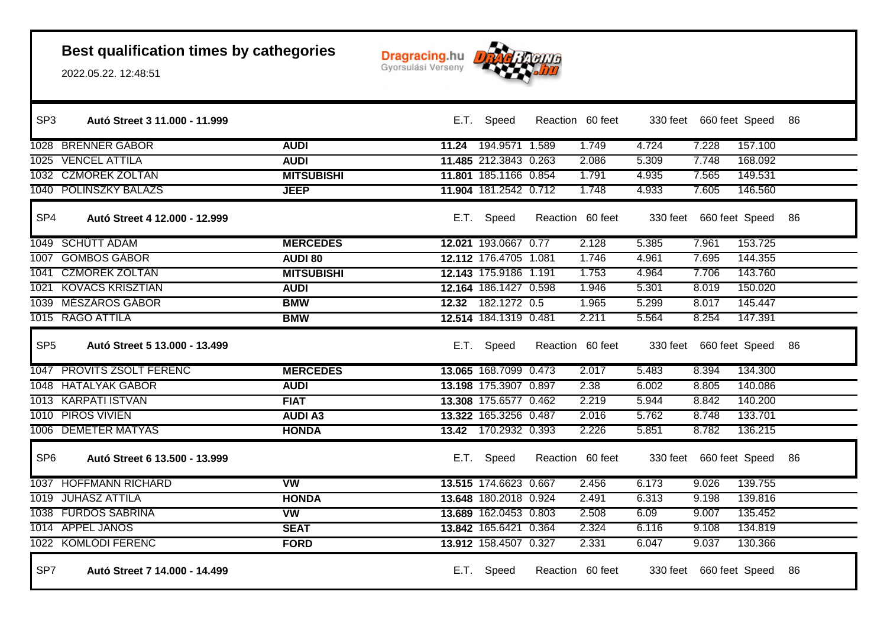## Best qualification times by cathegories

2022.05.22. 12:48:51

Dragracing.hu Gyorsulási Verseny

| SP3 | Autó Street 3 11.000 - 11.999 | | E.T. | Speed | Reaction | 60 feet | 330 feet | 660 feet | Speed | 86 |
|---|---|---|---|---|---|---|---|---|---|---|
| 1028 | BRENNER GÁBOR | **AUDI** | **11.24** | 194.9571 | 1.589 | 1.749 | 4.724 | 7.228 | 157.100 | |
| 1025 | VENCEL ATTILA | **AUDI** | **11.485** | 212.3843 | 0.263 | 2.086 | 5.309 | 7.748 | 168.092 | |
| 1032 | CZMOREK ZOLTÁN | **MITSUBISHI** | **11.801** | 185.1166 | 0.854 | 1.791 | 4.935 | 7.565 | 149.531 | |
| 1040 | POLINSZKY BALÁZS | **JEEP** | **11.904** | 181.2542 | 0.712 | 1.748 | 4.933 | 7.605 | 146.560 | |
| **SP4** | **Autó Street 4 12.000 - 12.999** | | **E.T.** | **Speed** | **Reaction** | **60 feet** | **330 feet** | **660 feet** | **Speed** | **86** |
| 1049 | SCHÜTT ÁDÁM | **MERCEDES** | **12.021** | 193.0667 | 0.77 | 2.128 | 5.385 | 7.961 | 153.725 | |
| 1007 | GOMBOS GÁBOR | **AUDI 80** | **12.112** | 176.4705 | 1.081 | 1.746 | 4.961 | 7.695 | 144.355 | |
| 1041 | CZMOREK ZOLTÁN | **MITSUBISHI** | **12.143** | 175.9186 | 1.191 | 1.753 | 4.964 | 7.706 | 143.760 | |
| 1021 | KOVÁCS KRISZTIÁN | **AUDI** | **12.164** | 186.1427 | 0.598 | 1.946 | 5.301 | 8.019 | 150.020 | |
| 1039 | MÉSZÁROS GÁBOR | **BMW** | **12.32** | 182.1272 | 0.5 | 1.965 | 5.299 | 8.017 | 145.447 | |
| 1015 | RÁGÓ ATTILA | **BMW** | **12.514** | 184.1319 | 0.481 | 2.211 | 5.564 | 8.254 | 147.391 | |
| **SP5** | **Autó Street 5 13.000 - 13.499** | | **E.T.** | **Speed** | **Reaction** | **60 feet** | **330 feet** | **660 feet** | **Speed** | **86** |
| 1047 | PROVITS ZSOLT FERENC | **MERCEDES** | **13.065** | 168.7099 | 0.473 | 2.017 | 5.483 | 8.394 | 134.300 | |
| 1048 | HATALYÁK GÁBOR | **AUDI** | **13.198** | 175.3907 | 0.897 | 2.38 | 6.002 | 8.805 | 140.086 | |
| 1013 | KÁRPÁTI ISTVÁN | **FIAT** | **13.308** | 175.6577 | 0.462 | 2.219 | 5.944 | 8.842 | 140.200 | |
| 1010 | PIROS VIVIEN | **AUDI A3** | **13.322** | 165.3256 | 0.487 | 2.016 | 5.762 | 8.748 | 133.701 | |
| 1006 | DEMETER MÁTYÁS | **HONDA** | **13.42** | 170.2932 | 0.393 | 2.226 | 5.851 | 8.782 | 136.215 | |
| **SP6** | **Autó Street 6 13.500 - 13.999** | | **E.T.** | **Speed** | **Reaction** | **60 feet** | **330 feet** | **660 feet** | **Speed** | **86** |
| 1037 | HOFFMANN RICHÁRD | **VW** | **13.515** | 174.6623 | 0.667 | 2.456 | 6.173 | 9.026 | 139.755 | |
| 1019 | JUHÁSZ ATTILA | **HONDA** | **13.648** | 180.2018 | 0.924 | 2.491 | 6.313 | 9.198 | 139.816 | |
| 1038 | FÜRDŐS SABRINA | **VW** | **13.689** | 162.0453 | 0.803 | 2.508 | 6.09 | 9.007 | 135.452 | |
| 1014 | APPEL JÁNOS | **SEAT** | **13.842** | 165.6421 | 0.364 | 2.324 | 6.116 | 9.108 | 134.819 | |
| 1022 | KOMLÓDI FERENC | **FORD** | **13.912** | 158.4507 | 0.327 | 2.331 | 6.047 | 9.037 | 130.366 | |
| **SP7** | **Autó Street 7 14.000 - 14.499** | | **E.T.** | **Speed** | **Reaction** | **60 feet** | **330 feet** | **660 feet** | **Speed** | **86** |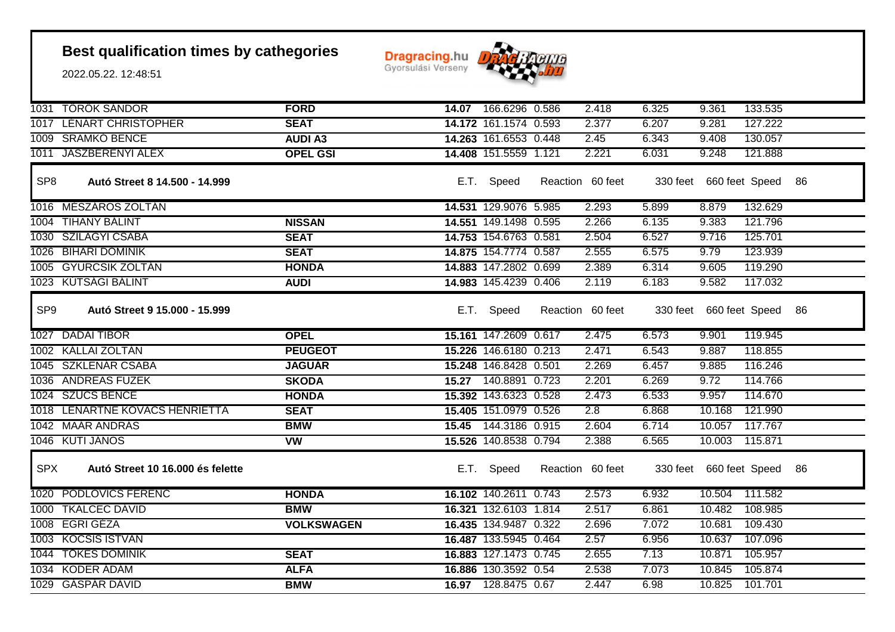# Best qualification times by cathegories

2022.05.22. 12:48:51

| | | | | | | | | | |
|---|---|---|---|---|---|---|---|---|---|
| 1031 | TÖRÖK SÁNDOR | **FORD** | **14.07** | 166.6296 | 0.586 | 2.418 | 6.325 | 9.361 | 133.535 |
| 1017 | LÉNÁRT CHRISTOPHER | **SEAT** | **14.172** | 161.1574 | 0.593 | 2.377 | 6.207 | 9.281 | 127.222 |
| 1009 | SRAMKÓ BENCE | **AUDI A3** | **14.263** | 161.6553 | 0.448 | 2.45 | 6.343 | 9.408 | 130.057 |
| 1011 | JÁSZBERÉNYI ALEX | **OPEL GSI** | **14.408** | 151.5559 | 1.121 | 2.221 | 6.031 | 9.248 | 121.888 |

| SP8 | **Autó Street 8 14.500 - 14.999** | | E.T. | Speed | Reaction | 60 feet | 330 feet | 660 feet | Speed 86 |
|---|---|---|---|---|---|---|---|---|---|
| 1016 | MÉSZÁROS ZOLTÁN | | **14.531** | 129.9076 | 5.985 | 2.293 | 5.899 | 8.879 | 132.629 |
| 1004 | TIHANY BÁLINT | **NISSAN** | **14.551** | 149.1498 | 0.595 | 2.266 | 6.135 | 9.383 | 121.796 |
| 1030 | SZILÁGYI CSABA | **SEAT** | **14.753** | 154.6763 | 0.581 | 2.504 | 6.527 | 9.716 | 125.701 |
| 1026 | BIHARI DOMINIK | **SEAT** | **14.875** | 154.7774 | 0.587 | 2.555 | 6.575 | 9.79 | 123.939 |
| 1005 | GYURCSIK ZOLTÁN | **HONDA** | **14.883** | 147.2802 | 0.699 | 2.389 | 6.314 | 9.605 | 119.290 |
| 1023 | KUTSÁGI BÁLINT | **AUDI** | **14.983** | 145.4239 | 0.406 | 2.119 | 6.183 | 9.582 | 117.032 |

| SP9 | **Autó Street 9 15.000 - 15.999** | | E.T. | Speed | Reaction | 60 feet | 330 feet | 660 feet | Speed 86 |
|---|---|---|---|---|---|---|---|---|---|
| 1027 | DADAI TIBOR | **OPEL** | **15.161** | 147.2609 | 0.617 | 2.475 | 6.573 | 9.901 | 119.945 |
| 1002 | KÁLLAI ZOLTÁN | **PEUGEOT** | **15.226** | 146.6180 | 0.213 | 2.471 | 6.543 | 9.887 | 118.855 |
| 1045 | SZKLENÁR CSABA | **JAGUÁR** | **15.248** | 146.8428 | 0.501 | 2.269 | 6.457 | 9.885 | 116.246 |
| 1036 | ANDREAS FUZEK | **SKODA** | **15.27** | 140.8891 | 0.723 | 2.201 | 6.269 | 9.72 | 114.766 |
| 1024 | SZŰCS BENCE | **HONDA** | **15.392** | 143.6323 | 0.528 | 2.473 | 6.533 | 9.957 | 114.670 |
| 1018 | LÉNÁRTNÉ KOVÁCS HENRIETTA | **SEAT** | **15.405** | 151.0979 | 0.526 | 2.8 | 6.868 | 10.168 | 121.990 |
| 1042 | MAÁR ANDRÁS | **BMW** | **15.45** | 144.3186 | 0.915 | 2.604 | 6.714 | 10.057 | 117.767 |
| 1046 | KUTI JÁNOS | **VW** | **15.526** | 140.8538 | 0.794 | 2.388 | 6.565 | 10.003 | 115.871 |

| SPX | **Autó Street 10 16.000 és felette** | | E.T. | Speed | Reaction | 60 feet | 330 feet | 660 feet | Speed 86 |
|---|---|---|---|---|---|---|---|---|---|
| 1020 | PODLOVICS FERENC | **HONDA** | **16.102** | 140.2611 | 0.743 | 2.573 | 6.932 | 10.504 | 111.582 |
| 1000 | TKALCEC DÁVID | **BMW** | **16.321** | 132.6103 | 1.814 | 2.517 | 6.861 | 10.482 | 108.985 |
| 1008 | EGRI GÉZA | **VOLKSWAGEN** | **16.435** | 134.9487 | 0.322 | 2.696 | 7.072 | 10.681 | 109.430 |
| 1003 | KOCSIS ISTVÁN | | **16.487** | 133.5945 | 0.464 | 2.57 | 6.956 | 10.637 | 107.096 |
| 1044 | TŐKÉS DOMINIK | **SEAT** | **16.883** | 127.1473 | 0.745 | 2.655 | 7.13 | 10.871 | 105.957 |
| 1034 | KODER ÁDÁM | **ALFA** | **16.886** | 130.3592 | 0.54 | 2.538 | 7.073 | 10.845 | 105.874 |
| 1029 | GÁSPÁR DÁVID | **BMW** | **16.97** | 128.8475 | 0.67 | 2.447 | 6.98 | 10.825 | 101.701 |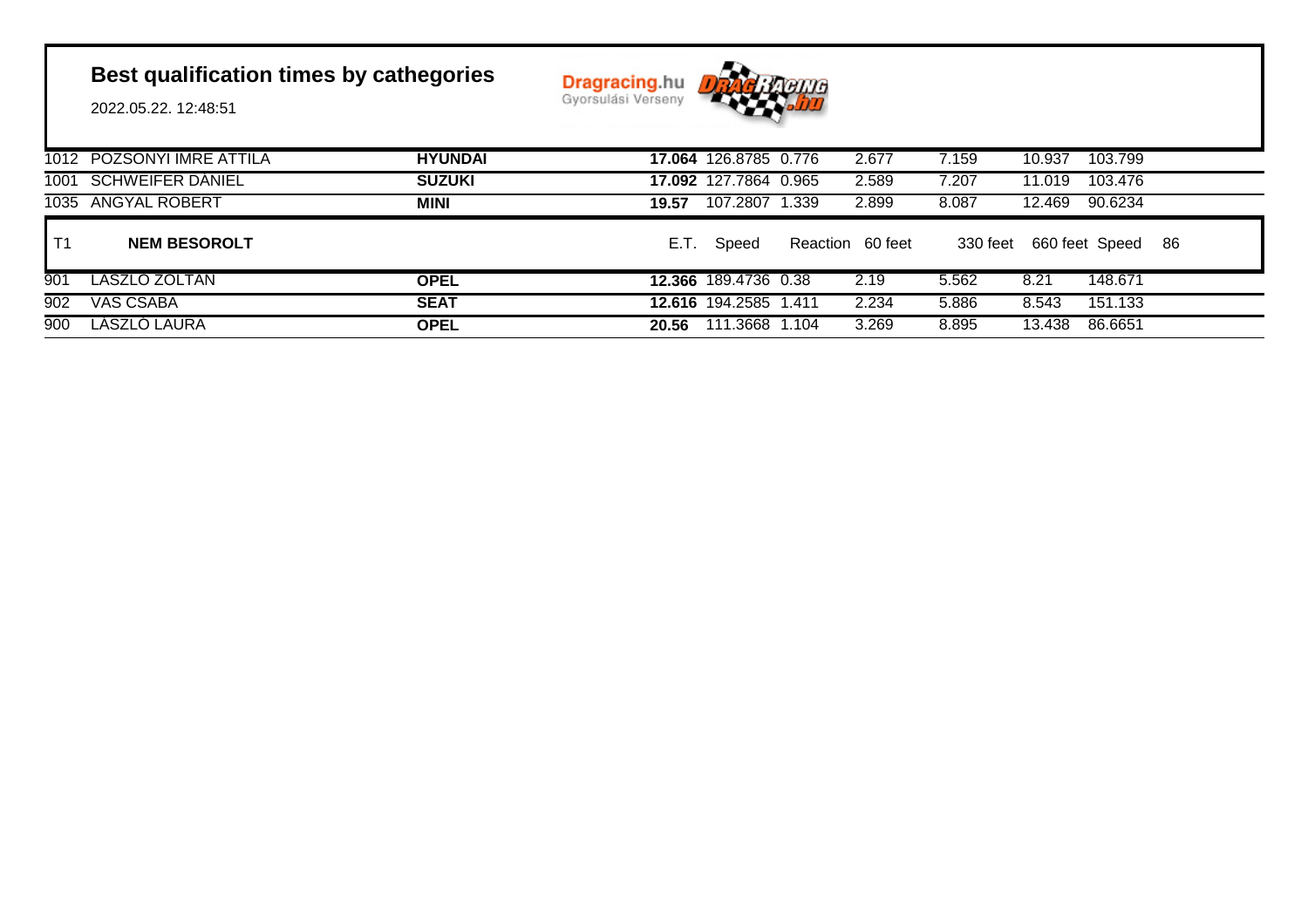## Best qualification times by cathegories

2022.05.22. 12:48:51

Dragracing.hu Gyorsulási Verseny

| | | | | | | | | | |
|---|---|---|---|---|---|---|---|---|---|
| 1012 | POZSONYI IMRE ATTILA | **HYUNDAI** | **17.064** | 126.8785 | 0.776 | 2.677 | 7.159 | 10.937 | 103.799 |
| 1001 | SCHWEIFER DÁNIEL | **SUZUKI** | **17.092** | 127.7864 | 0.965 | 2.589 | 7.207 | 11.019 | 103.476 |
| 1035 | ANGYAL ROBERT | **MINI** | **19.57** | 107.2807 | 1.339 | 2.899 | 8.087 | 12.469 | 90.6234 |

| T1 | **NEM BESOROLT** | | E.T. | Speed | Reaction | 60 feet | 330 feet | 660 feet | Speed |
|---|---|---|---|---|---|---|---|---|---|
| 901 | LÁSZLÓ ZOLTÁN | **OPEL** | **12.366** | 189.4736 | 0.38 | 2.19 | 5.562 | 8.21 | 148.671 |
| 902 | VAS CSABA | **SEAT** | **12.616** | 194.2585 | 1.411 | 2.234 | 5.886 | 8.543 | 151.133 |
| 900 | LÁSZLÓ LAURA | **OPEL** | **20.56** | 111.3668 | 1.104 | 3.269 | 8.895 | 13.438 | 86.6651 |

86